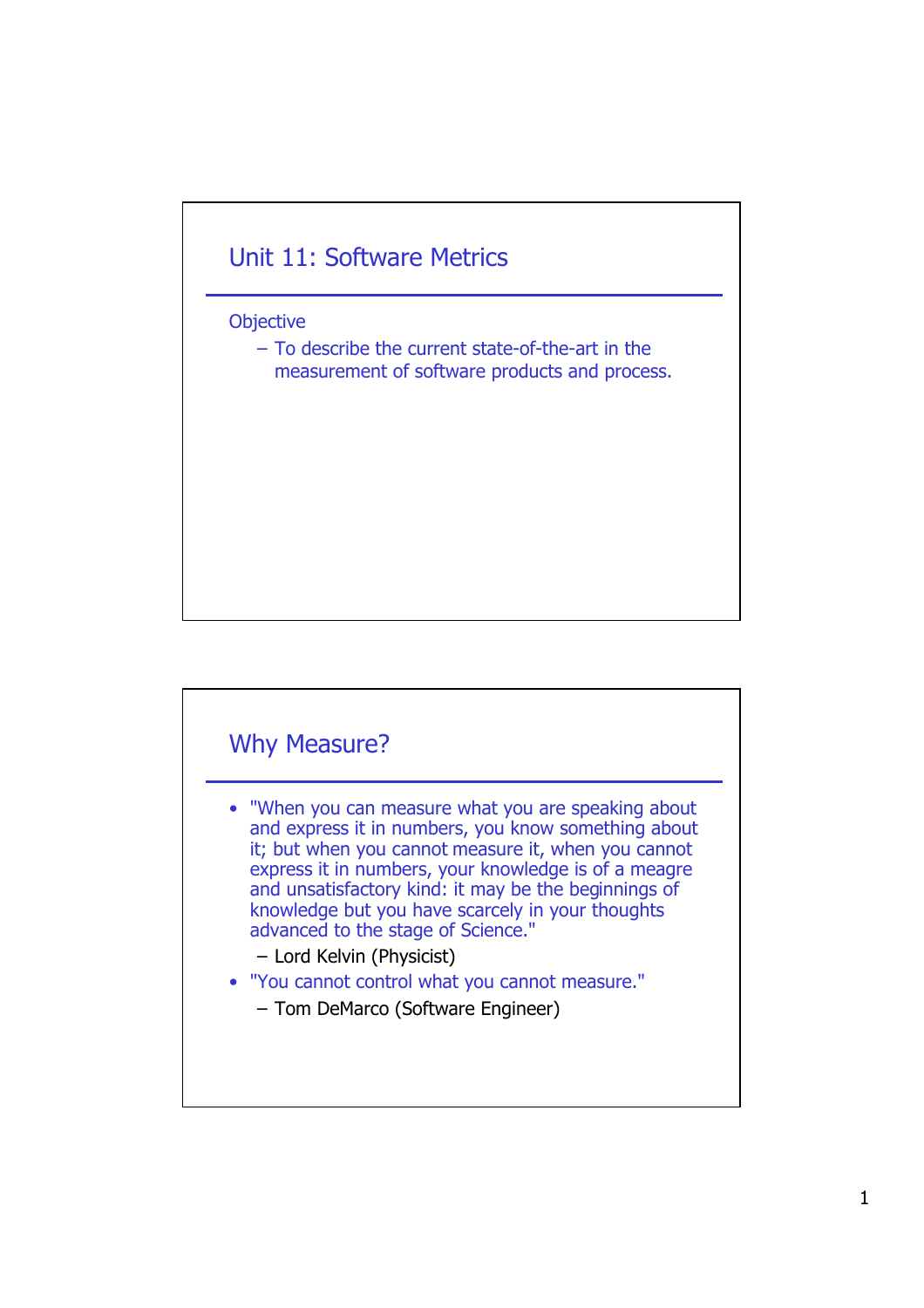## Unit 11: Software Metrics

Objective

- To describe the current state-of-the-art in the measurement of software products and process.

## Why Measure?

- "When you can measure what you are speaking about and express it in numbers, you know something about it; but when you cannot measure it, when you cannot express it in numbers, your knowledge is of a meagre and unsatisfactory kind: it may be the beginnings of knowledge but you have scarcely in your thoughts advanced to the stage of Science."
  - Lord Kelvin (Physicist)
- "You cannot control what you cannot measure."
  - Tom DeMarco (Software Engineer)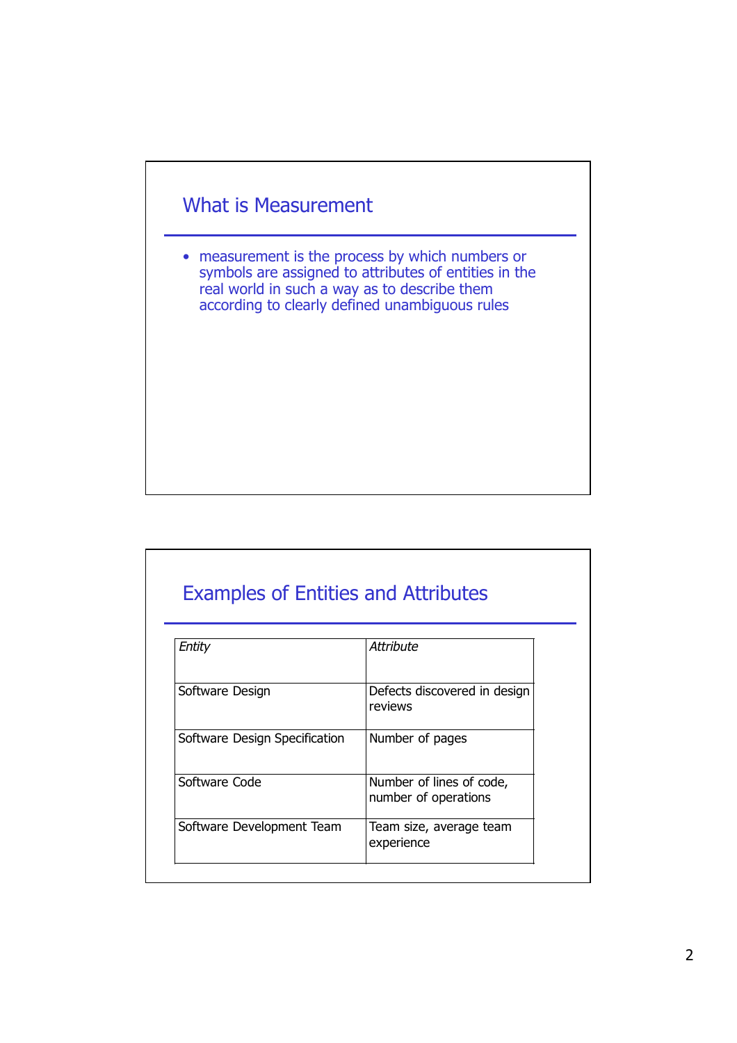## What is Measurement

- measurement is the process by which numbers or symbols are assigned to attributes of entities in the real world in such a way as to describe them according to clearly defined unambiguous rules

## Examples of Entities and Attributes

| *Entity* | *Attribute* |
| --- | --- |
| Software Design | Defects discovered in design reviews |
| Software Design Specification | Number of pages |
| Software Code | Number of lines of code, number of operations |
| Software Development Team | Team size, average team experience |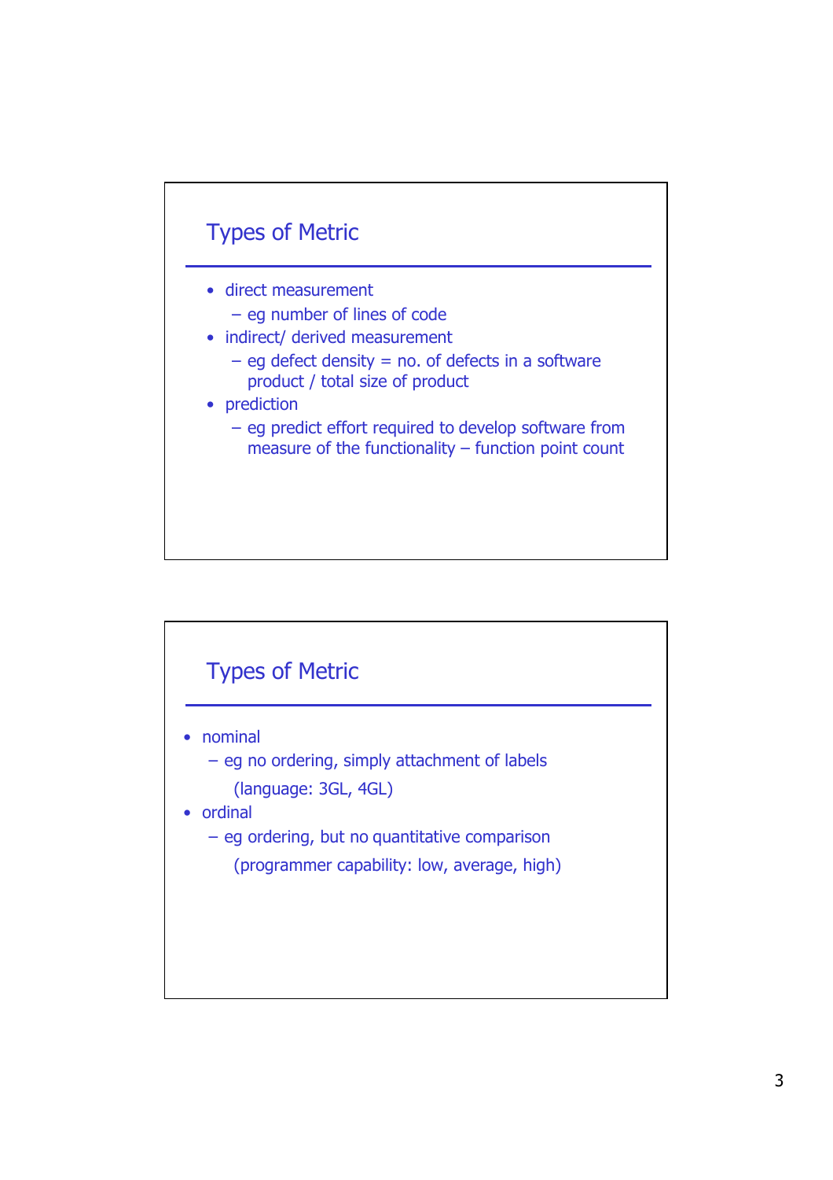## Types of Metric

- direct measurement
  - eg number of lines of code
- indirect/ derived measurement
  - eg defect density = no. of defects in a software product / total size of product
- prediction
  - eg predict effort required to develop software from measure of the functionality – function point count

## Types of Metric

- nominal
  - eg no ordering, simply attachment of labels
    (language: 3GL, 4GL)
- ordinal
  - eg ordering, but no quantitative comparison
    (programmer capability: low, average, high)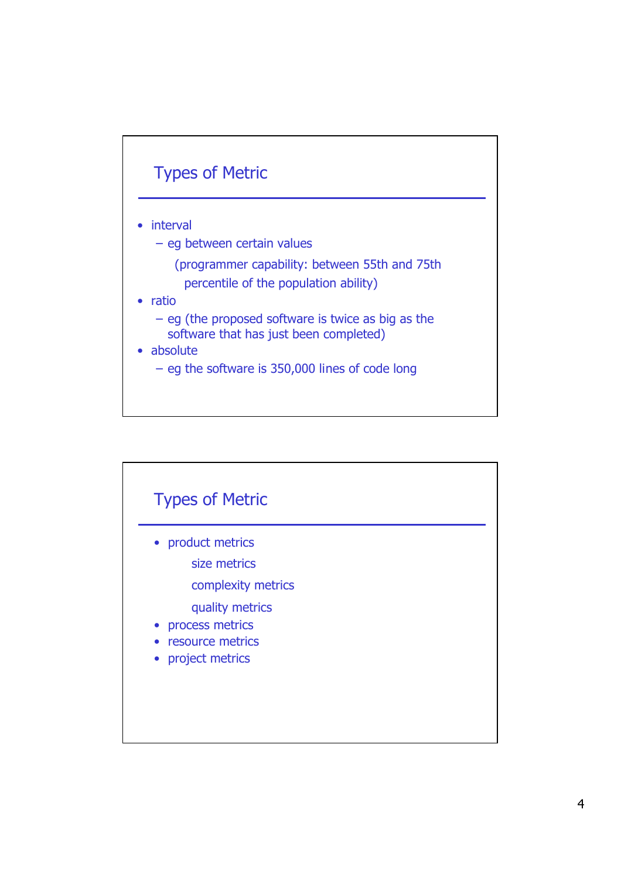## Types of Metric

- interval
  - eg between certain values

    (programmer capability: between 55th and 75th percentile of the population ability)
- ratio
  - eg (the proposed software is twice as big as the software that has just been completed)
- absolute
  - eg the software is 350,000 lines of code long

## Types of Metric

- product metrics
  - size metrics
  - complexity metrics
  - quality metrics
- process metrics
- resource metrics
- project metrics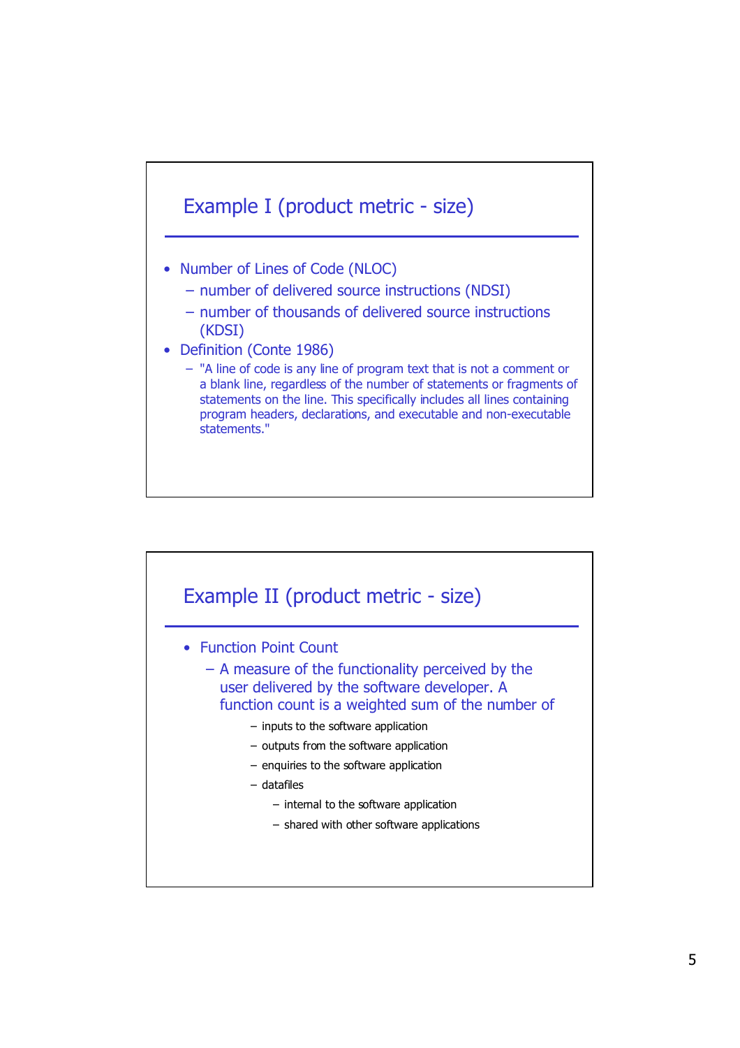## Example I (product metric - size)

- Number of Lines of Code (NLOC)
  - number of delivered source instructions (NDSI)
  - number of thousands of delivered source instructions (KDSI)
- Definition (Conte 1986)
  - "A line of code is any line of program text that is not a comment or a blank line, regardless of the number of statements or fragments of statements on the line. This specifically includes all lines containing program headers, declarations, and executable and non-executable statements."

## Example II (product metric - size)

- Function Point Count
  - A measure of the functionality perceived by the user delivered by the software developer. A function count is a weighted sum of the number of
    - inputs to the software application
    - outputs from the software application
    - enquiries to the software application
    - datafiles
      - internal to the software application
      - shared with other software applications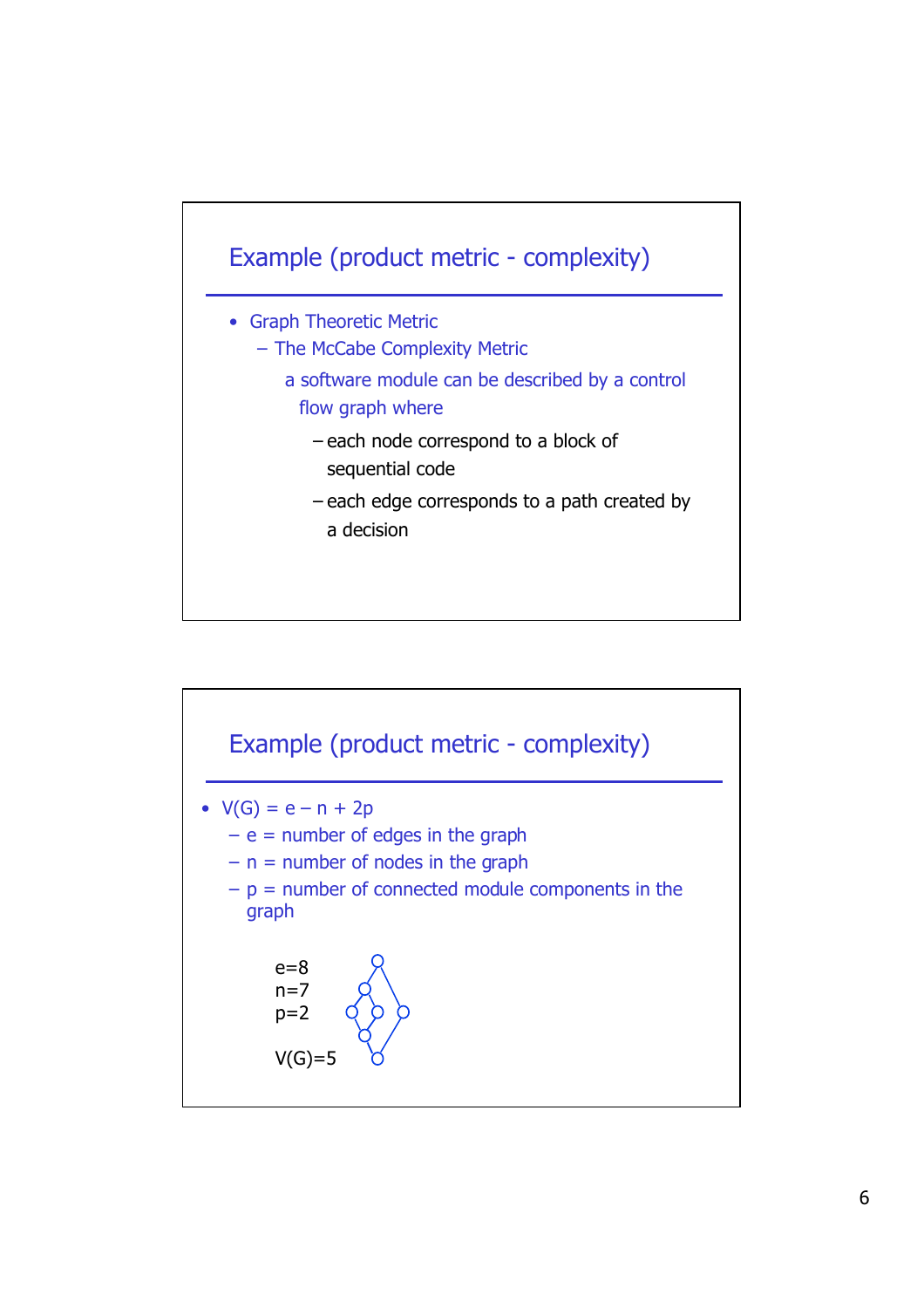## Example (product metric - complexity)

- Graph Theoretic Metric
  - The McCabe Complexity Metric

    a software module can be described by a control flow graph where

    - each node correspond to a block of sequential code
    - each edge corresponds to a path created by a decision

## Example (product metric - complexity)

- $V(G) = e - n + 2p$
  - $e$ = number of edges in the graph
  - $n$ = number of nodes in the graph
  - $p$ = number of connected module components in the graph

$e=8$
$n=7$
$p=2$

$V(G)=5$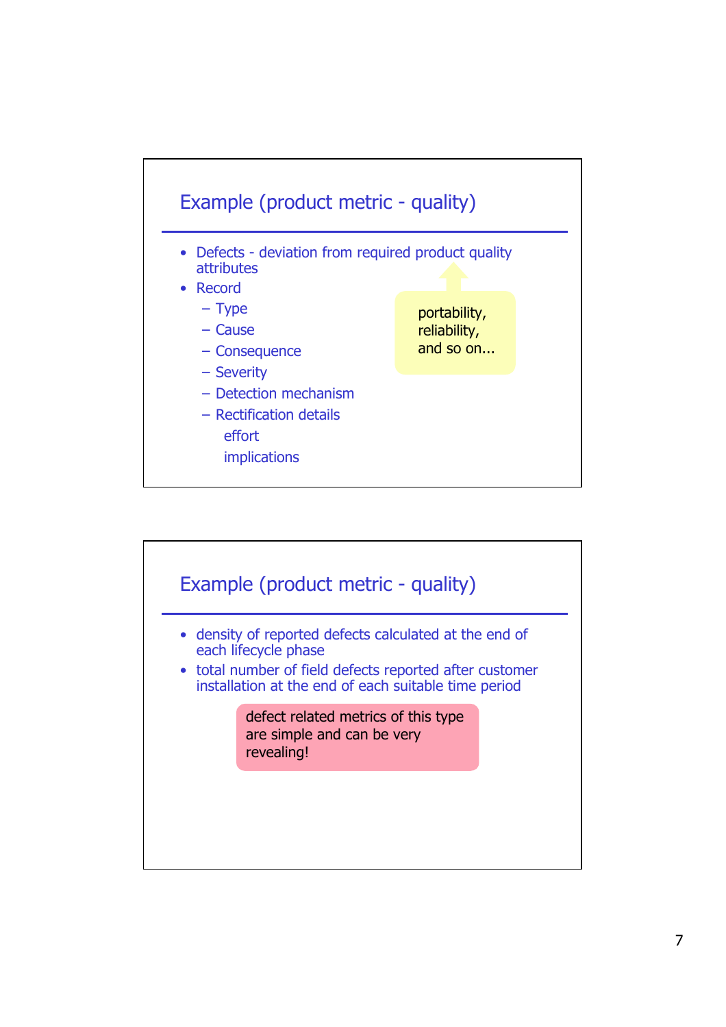## Example (product metric - quality)

- Defects - deviation from required product quality attributes
- Record
  - Type
  - Cause
  - Consequence
  - Severity
  - Detection mechanism
  - Rectification details

    effort

    implications

portability, reliability, and so on...

## Example (product metric - quality)

- density of reported defects calculated at the end of each lifecycle phase
- total number of field defects reported after customer installation at the end of each suitable time period

defect related metrics of this type are simple and can be very revealing!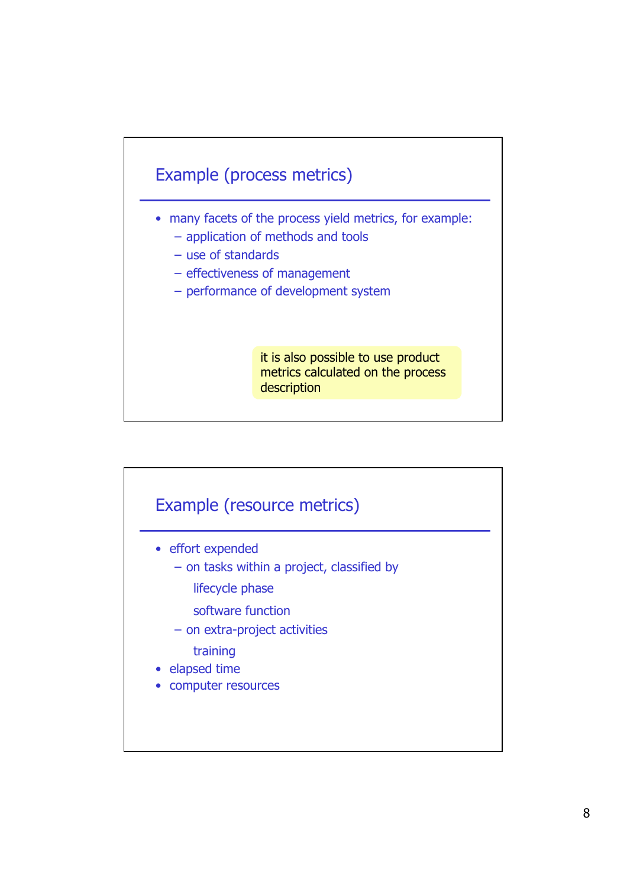## Example (process metrics)

- many facets of the process yield metrics, for example:
  - application of methods and tools
  - use of standards
  - effectiveness of management
  - performance of development system

it is also possible to use product metrics calculated on the process description

## Example (resource metrics)

- effort expended
  - on tasks within a project, classified by
    - lifecycle phase
    - software function
  - on extra-project activities
    - training
- elapsed time
- computer resources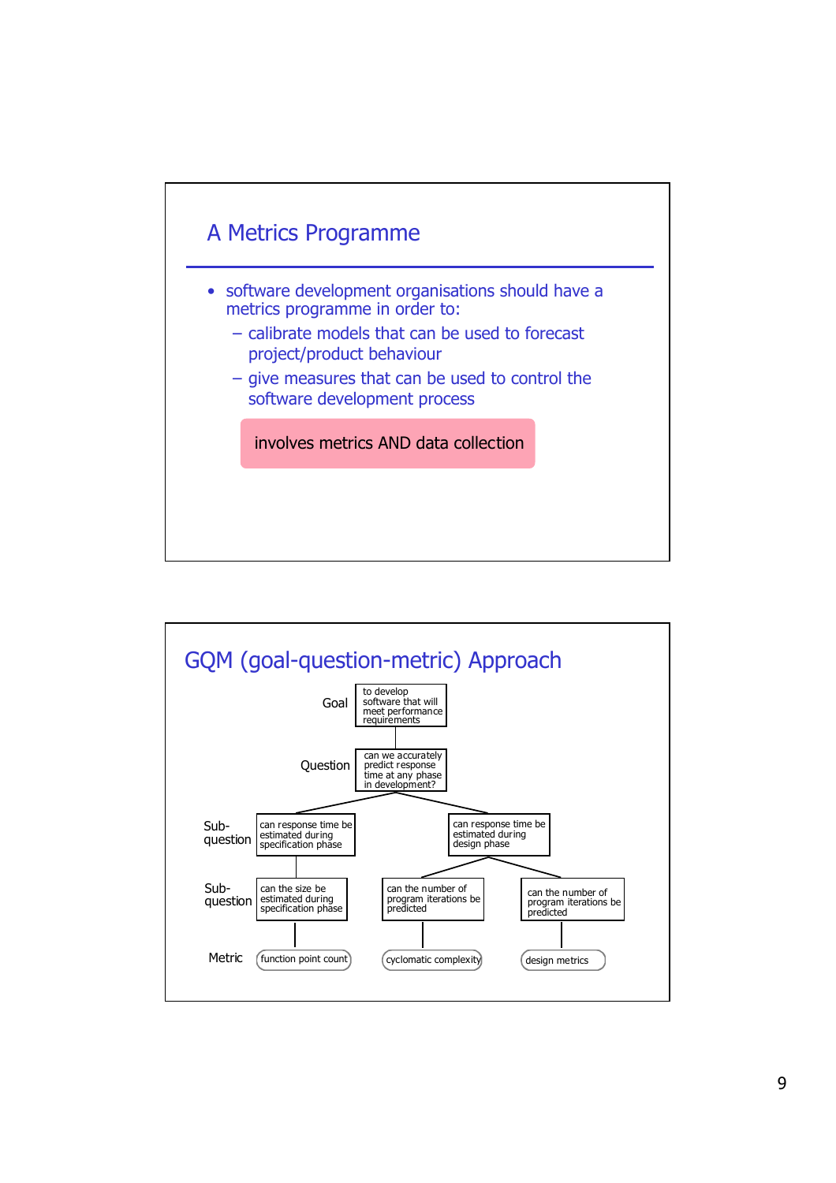## A Metrics Programme

- software development organisations should have a metrics programme in order to:
  - calibrate models that can be used to forecast project/product behaviour
  - give measures that can be used to control the software development process

**involves metrics AND data collection**

## GQM (goal-question-metric) Approach

- **Goal**: to develop software that will meet performance requirements
  - **Question**: can we accurately predict response time at any phase in development?
    - **Sub-question**: can response time be estimated during specification phase
      - **Sub-question**: can the size be estimated during specification phase
        - **Metric**: function point count
    - **Sub-question**: can response time be estimated during design phase
      - **Sub-question**: can the number of program iterations be predicted
        - **Metric**: cyclomatic complexity
      - **Sub-question**: can the number of program iterations be predicted
        - **Metric**: design metrics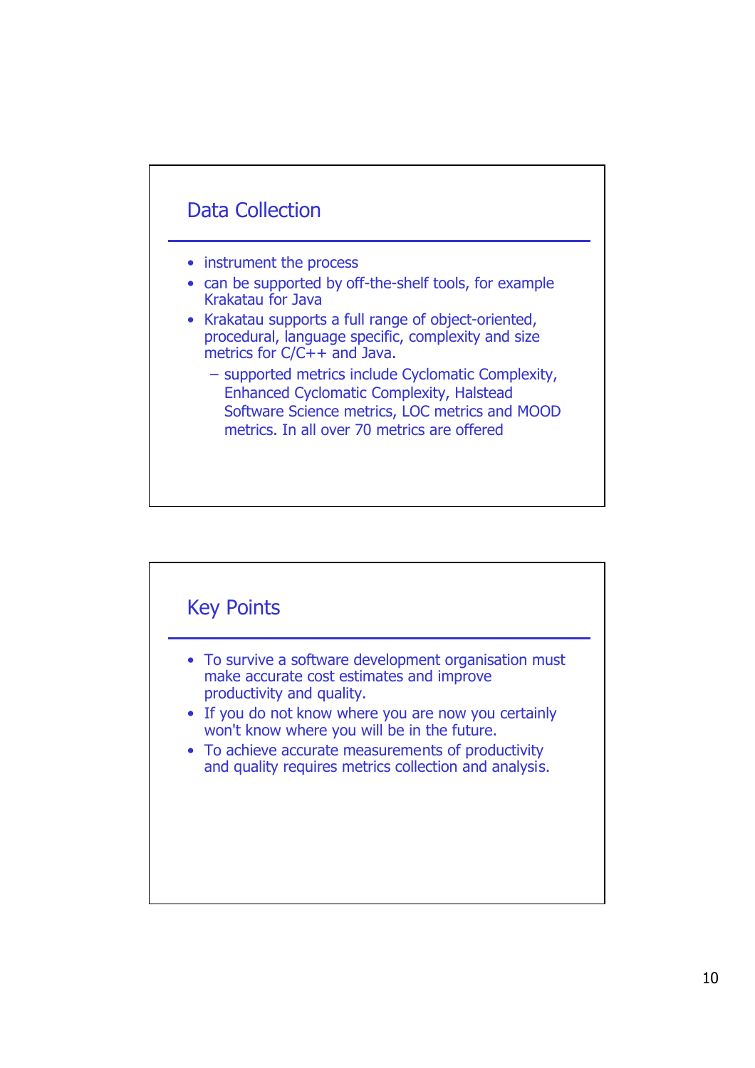## Data Collection

- instrument the process
- can be supported by off-the-shelf tools, for example Krakatau for Java
- Krakatau supports a full range of object-oriented, procedural, language specific, complexity and size metrics for C/C++ and Java.
  - supported metrics include Cyclomatic Complexity, Enhanced Cyclomatic Complexity, Halstead Software Science metrics, LOC metrics and MOOD metrics. In all over 70 metrics are offered

## Key Points

- To survive a software development organisation must make accurate cost estimates and improve productivity and quality.
- If you do not know where you are now you certainly won't know where you will be in the future.
- To achieve accurate measurements of productivity and quality requires metrics collection and analysis.